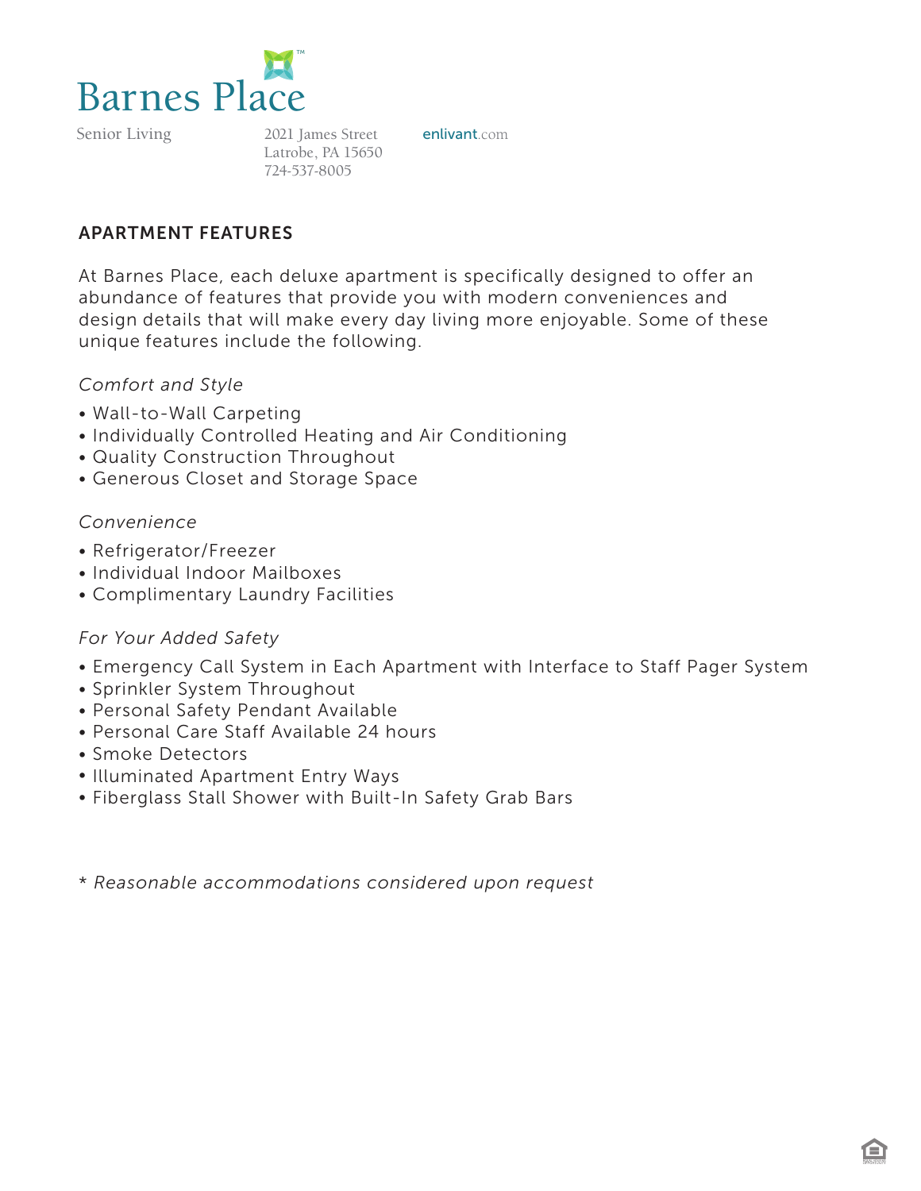# Barnes Place™

Senior Living

2021 James Street
Latrobe, PA 15650
724-537-8005

enlivant.com

## APARTMENT FEATURES

At Barnes Place, each deluxe apartment is specifically designed to offer an abundance of features that provide you with modern conveniences and design details that will make every day living more enjoyable. Some of these unique features include the following.

*Comfort and Style*

- Wall-to-Wall Carpeting
- Individually Controlled Heating and Air Conditioning
- Quality Construction Throughout
- Generous Closet and Storage Space

*Convenience*

- Refrigerator/Freezer
- Individual Indoor Mailboxes
- Complimentary Laundry Facilities

*For Your Added Safety*

- Emergency Call System in Each Apartment with Interface to Staff Pager System
- Sprinkler System Throughout
- Personal Safety Pendant Available
- Personal Care Staff Available 24 hours
- Smoke Detectors
- Illuminated Apartment Entry Ways
- Fiberglass Stall Shower with Built-In Safety Grab Bars

\* *Reasonable accommodations considered upon request*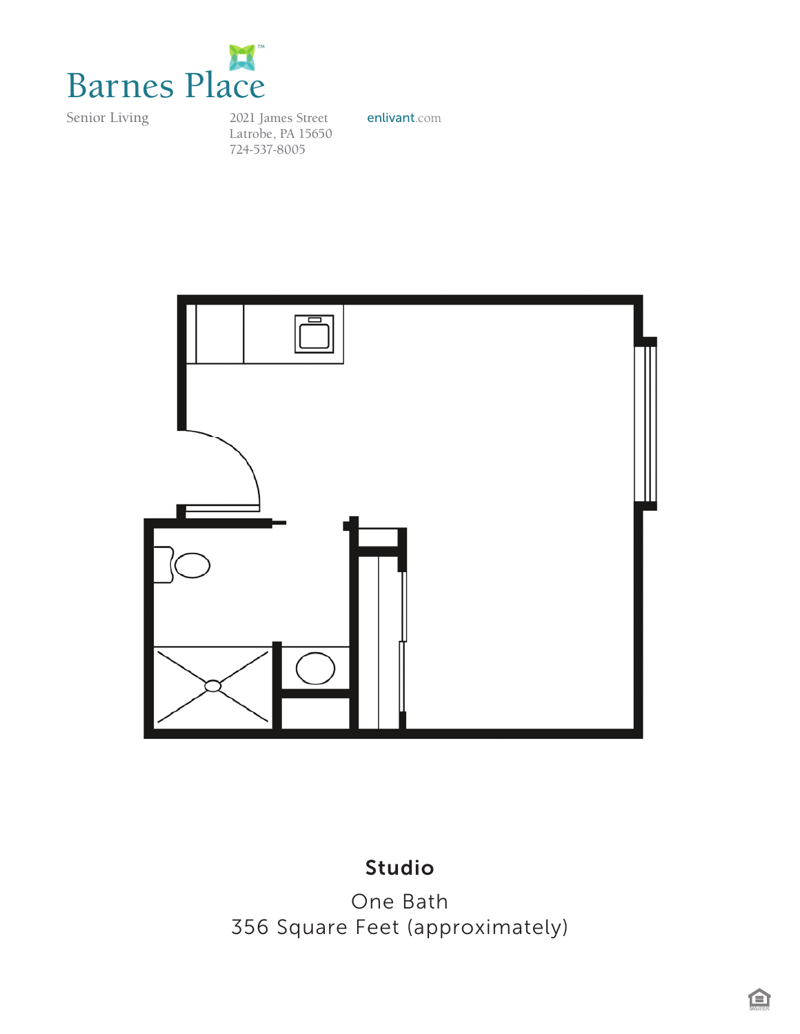# Barnes Place

Senior Living

2021 James Street
Latrobe, PA 15650
724-537-8005

enlivant.com

**Studio**

One Bath
356 Square Feet (approximately)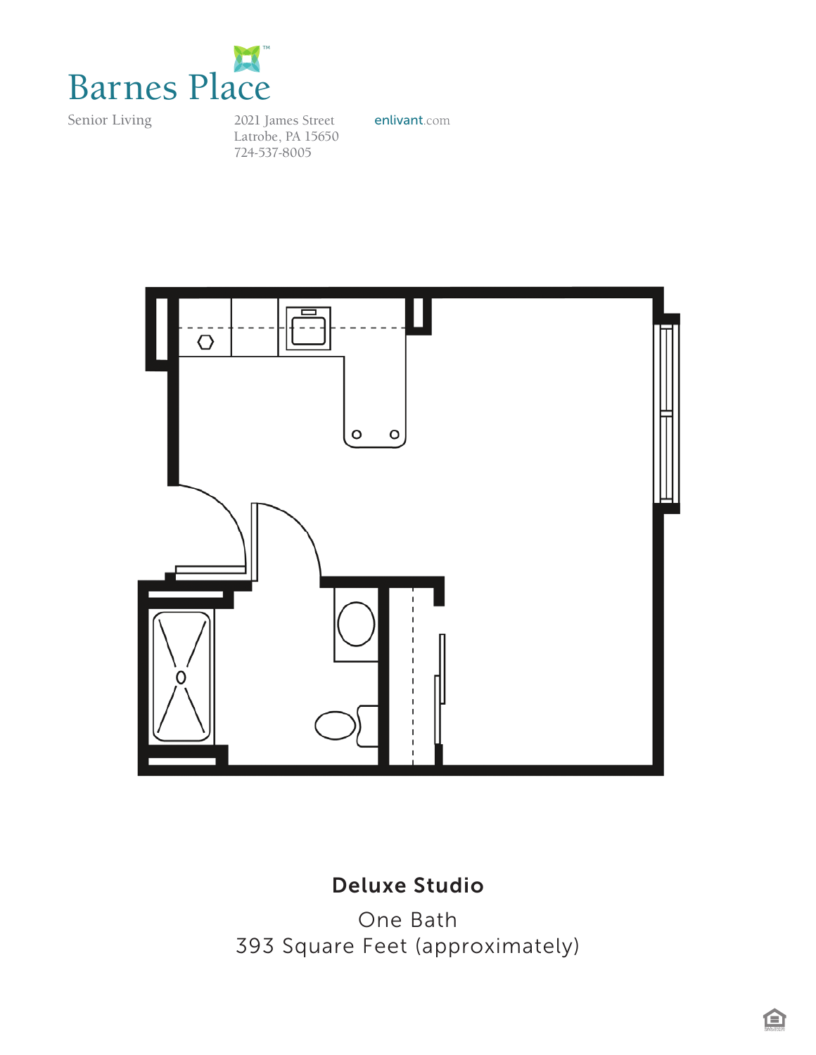# Barnes Place

Senior Living

2021 James Street
Latrobe, PA 15650
724-537-8005

enlivant.com

## Deluxe Studio

One Bath
393 Square Feet (approximately)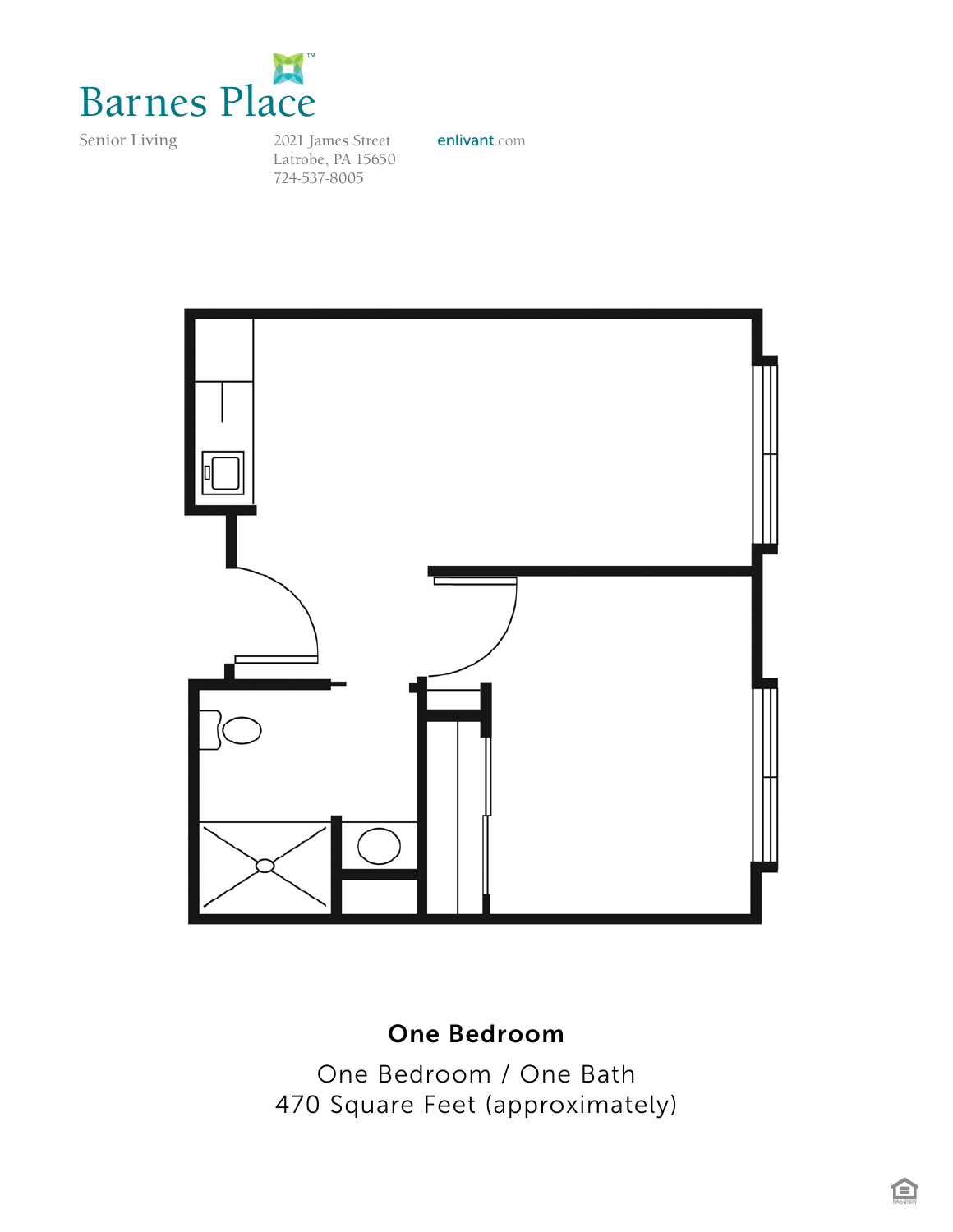# Barnes Place

Senior Living

2021 James Street
Latrobe, PA 15650
724-537-8005

enlivant.com

## One Bedroom

One Bedroom / One Bath
470 Square Feet (approximately)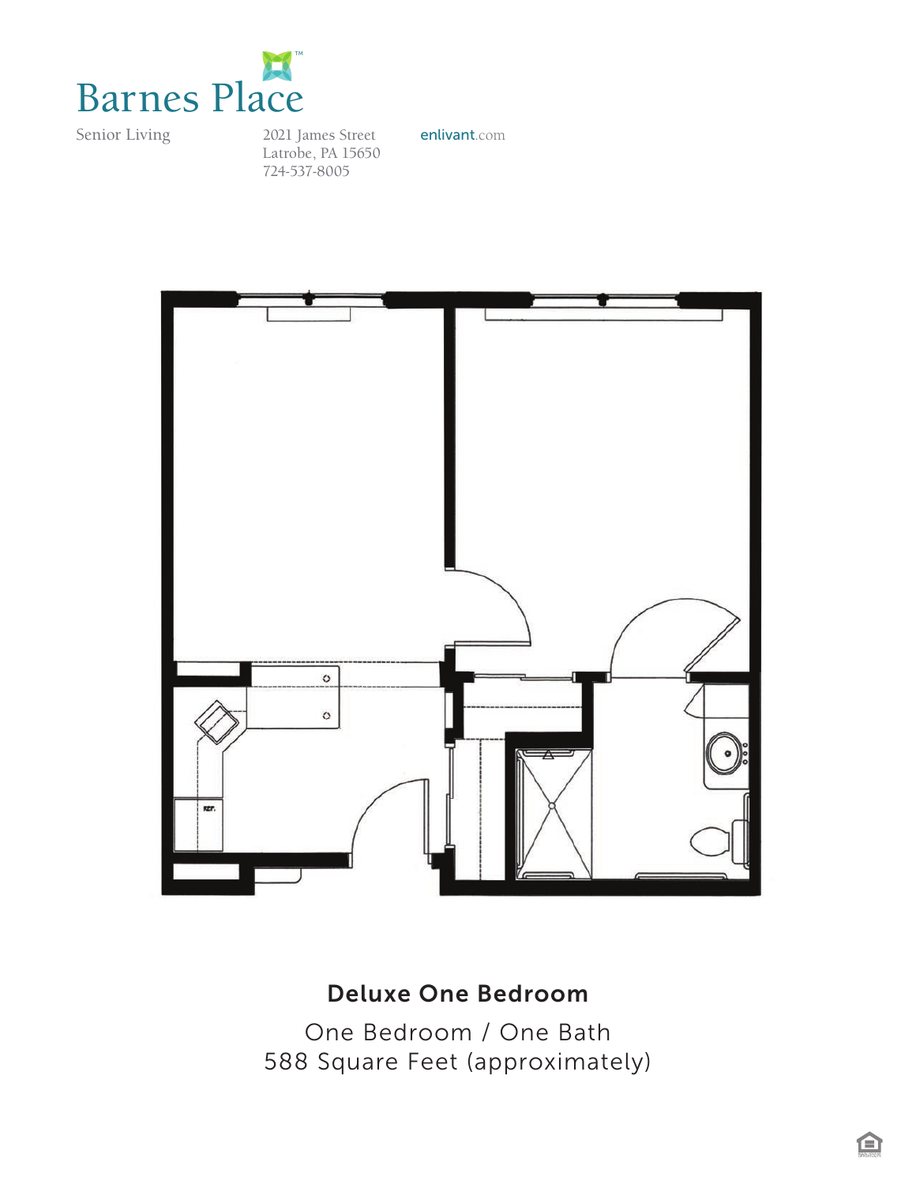# Barnes Place

Senior Living

2021 James Street
Latrobe, PA 15650
724-537-8005

enlivant.com

REF.

## Deluxe One Bedroom

One Bedroom / One Bath
588 Square Feet (approximately)